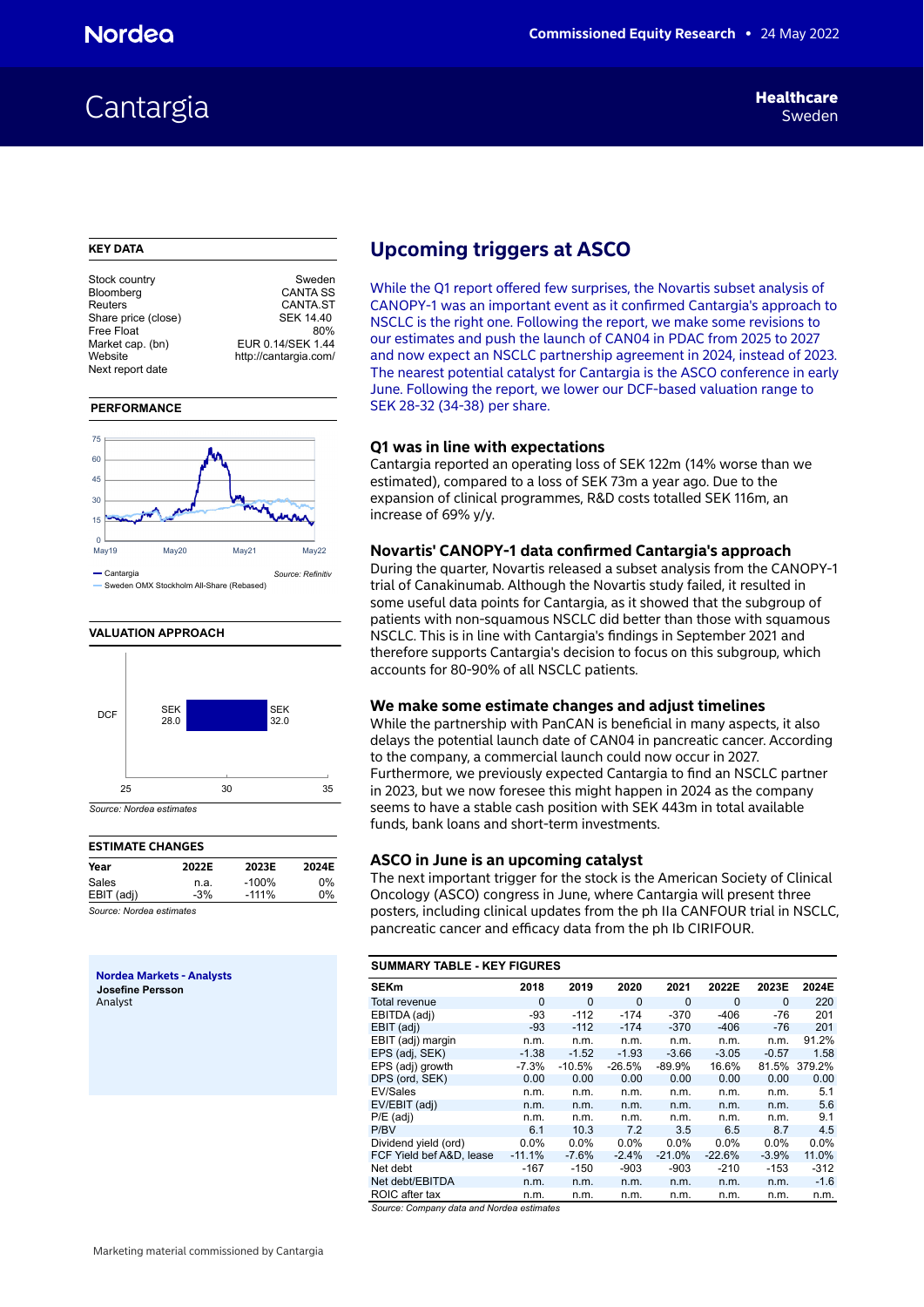Nordea

Commissioned Equity Research • 24 May 2022

# Cantargia

**Healthcare**
Sweden

## KEY DATA

| | |
|---|---|
| Stock country | Sweden |
| Bloomberg | CANTA SS |
| Reuters | CANTA.ST |
| Share price (close) | SEK 14.40 |
| Free Float | 80% |
| Market cap. (bn) | EUR 0.14/SEK 1.44 |
| Website | http://cantargia.com/ |
| Next report date | |

## PERFORMANCE

Cantargia
Sweden OMX Stockholm All-Share (Rebased)

*Source: Refinitiv*

## VALUATION APPROACH

DCF: SEK 28.0 – SEK 32.0

*Source: Nordea estimates*

## ESTIMATE CHANGES

| Year | 2022E | 2023E | 2024E |
|---|---|---|---|
| Sales | n.a. | -100% | 0% |
| EBIT (adj) | -3% | -111% | 0% |

*Source: Nordea estimates*

**Nordea Markets - Analysts**
**Josefine Persson**
Analyst

# Upcoming triggers at ASCO

While the Q1 report offered few surprises, the Novartis subset analysis of CANOPY-1 was an important event as it confirmed Cantargia's approach to NSCLC is the right one. Following the report, we make some revisions to our estimates and push the launch of CAN04 in PDAC from 2025 to 2027 and now expect an NSCLC partnership agreement in 2024, instead of 2023. The nearest potential catalyst for Cantargia is the ASCO conference in early June. Following the report, we lower our DCF-based valuation range to SEK 28-32 (34-38) per share.

### Q1 was in line with expectations

Cantargia reported an operating loss of SEK 122m (14% worse than we estimated), compared to a loss of SEK 73m a year ago. Due to the expansion of clinical programmes, R&D costs totalled SEK 116m, an increase of 69% y/y.

### Novartis' CANOPY-1 data confirmed Cantargia's approach

During the quarter, Novartis released a subset analysis from the CANOPY-1 trial of Canakinumab. Although the Novartis study failed, it resulted in some useful data points for Cantargia, as it showed that the subgroup of patients with non-squamous NSCLC did better than those with squamous NSCLC. This is in line with Cantargia's findings in September 2021 and therefore supports Cantargia's decision to focus on this subgroup, which accounts for 80-90% of all NSCLC patients.

### We make some estimate changes and adjust timelines

While the partnership with PanCAN is beneficial in many aspects, it also delays the potential launch date of CAN04 in pancreatic cancer. According to the company, a commercial launch could now occur in 2027. Furthermore, we previously expected Cantargia to find an NSCLC partner in 2023, but we now foresee this might happen in 2024 as the company seems to have a stable cash position with SEK 443m in total available funds, bank loans and short-term investments.

### ASCO in June is an upcoming catalyst

The next important trigger for the stock is the American Society of Clinical Oncology (ASCO) congress in June, where Cantargia will present three posters, including clinical updates from the ph IIa CANFOUR trial in NSCLC, pancreatic cancer and efficacy data from the ph Ib CIRIFOUR.

## SUMMARY TABLE - KEY FIGURES

| SEKm | 2018 | 2019 | 2020 | 2021 | 2022E | 2023E | 2024E |
|---|---|---|---|---|---|---|---|
| Total revenue | 0 | 0 | 0 | 0 | 0 | 0 | 220 |
| EBITDA (adj) | -93 | -112 | -174 | -370 | -406 | -76 | 201 |
| EBIT (adj) | -93 | -112 | -174 | -370 | -406 | -76 | 201 |
| EBIT (adj) margin | n.m. | n.m. | n.m. | n.m. | n.m. | n.m. | 91.2% |
| EPS (adj, SEK) | -1.38 | -1.52 | -1.93 | -3.66 | -3.05 | -0.57 | 1.58 |
| EPS (adj) growth | -7.3% | -10.5% | -26.5% | -89.9% | 16.6% | 81.5% | 379.2% |
| DPS (ord, SEK) | 0.00 | 0.00 | 0.00 | 0.00 | 0.00 | 0.00 | 0.00 |
| EV/Sales | n.m. | n.m. | n.m. | n.m. | n.m. | n.m. | 5.1 |
| EV/EBIT (adj) | n.m. | n.m. | n.m. | n.m. | n.m. | n.m. | 5.6 |
| P/E (adj) | n.m. | n.m. | n.m. | n.m. | n.m. | n.m. | 9.1 |
| P/BV | 6.1 | 10.3 | 7.2 | 3.5 | 6.5 | 8.7 | 4.5 |
| Dividend yield (ord) | 0.0% | 0.0% | 0.0% | 0.0% | 0.0% | 0.0% | 0.0% |
| FCF Yield bef A&D, lease | -11.1% | -7.6% | -2.4% | -21.0% | -22.6% | -3.9% | 11.0% |
| Net debt | -167 | -150 | -903 | -903 | -210 | -153 | -312 |
| Net debt/EBITDA | n.m. | n.m. | n.m. | n.m. | n.m. | n.m. | -1.6 |
| ROIC after tax | n.m. | n.m. | n.m. | n.m. | n.m. | n.m. | n.m. |

*Source: Company data and Nordea estimates*

Marketing material commissioned by Cantargia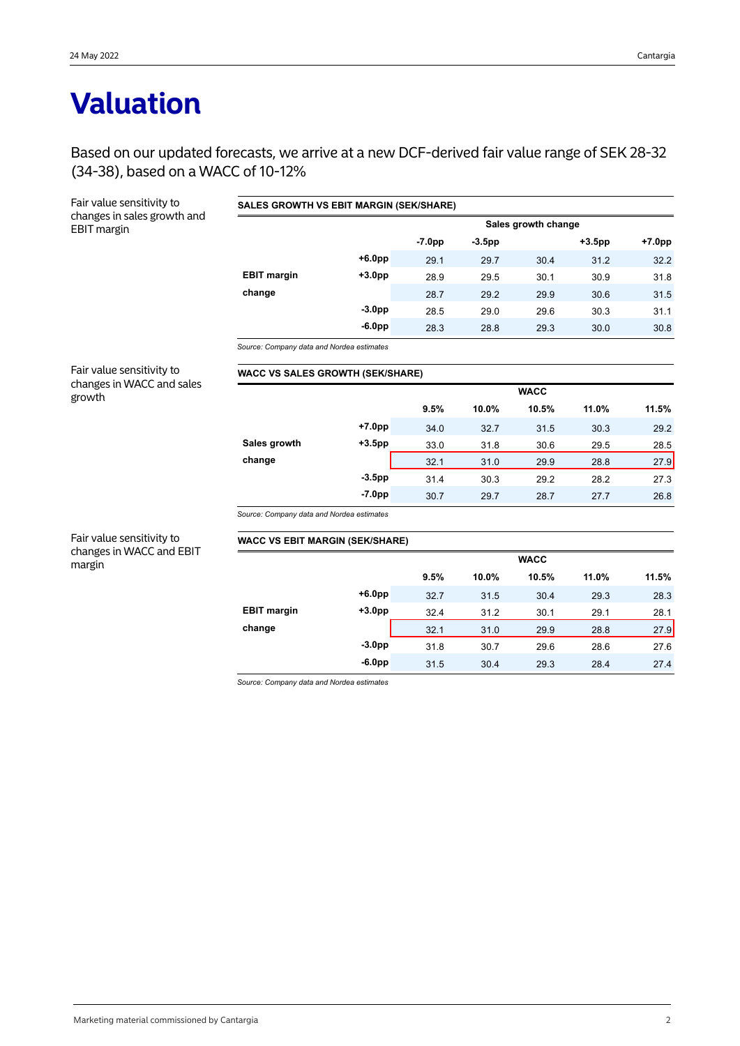# Valuation

Based on our updated forecasts, we arrive at a new DCF-derived fair value range of SEK 28-32 (34-38), based on a WACC of 10-12%

Fair value sensitivity to changes in sales growth and EBIT margin

**SALES GROWTH VS EBIT MARGIN (SEK/SHARE)**

| | | Sales growth change | | | | |
|---|---|---|---|---|---|---|
| | | -7.0pp | -3.5pp | | +3.5pp | +7.0pp |
| | +6.0pp | 29.1 | 29.7 | 30.4 | 31.2 | 32.2 |
| EBIT margin | +3.0pp | 28.9 | 29.5 | 30.1 | 30.9 | 31.8 |
| change | | 28.7 | 29.2 | 29.9 | 30.6 | 31.5 |
| | -3.0pp | 28.5 | 29.0 | 29.6 | 30.3 | 31.1 |
| | -6.0pp | 28.3 | 28.8 | 29.3 | 30.0 | 30.8 |

*Source: Company data and Nordea estimates*

Fair value sensitivity to changes in WACC and sales growth

**WACC VS SALES GROWTH (SEK/SHARE)**

| | | WACC | | | | |
|---|---|---|---|---|---|---|
| | | 9.5% | 10.0% | 10.5% | 11.0% | 11.5% |
| | +7.0pp | 34.0 | 32.7 | 31.5 | 30.3 | 29.2 |
| Sales growth | +3.5pp | 33.0 | 31.8 | 30.6 | 29.5 | 28.5 |
| change | | 32.1 | 31.0 | 29.9 | 28.8 | 27.9 |
| | -3.5pp | 31.4 | 30.3 | 29.2 | 28.2 | 27.3 |
| | -7.0pp | 30.7 | 29.7 | 28.7 | 27.7 | 26.8 |

*Source: Company data and Nordea estimates*

Fair value sensitivity to changes in WACC and EBIT margin

**WACC VS EBIT MARGIN (SEK/SHARE)**

| | | WACC | | | | |
|---|---|---|---|---|---|---|
| | | 9.5% | 10.0% | 10.5% | 11.0% | 11.5% |
| | +6.0pp | 32.7 | 31.5 | 30.4 | 29.3 | 28.3 |
| EBIT margin | +3.0pp | 32.4 | 31.2 | 30.1 | 29.1 | 28.1 |
| change | | 32.1 | 31.0 | 29.9 | 28.8 | 27.9 |
| | -3.0pp | 31.8 | 30.7 | 29.6 | 28.6 | 27.6 |
| | -6.0pp | 31.5 | 30.4 | 29.3 | 28.4 | 27.4 |

*Source: Company data and Nordea estimates*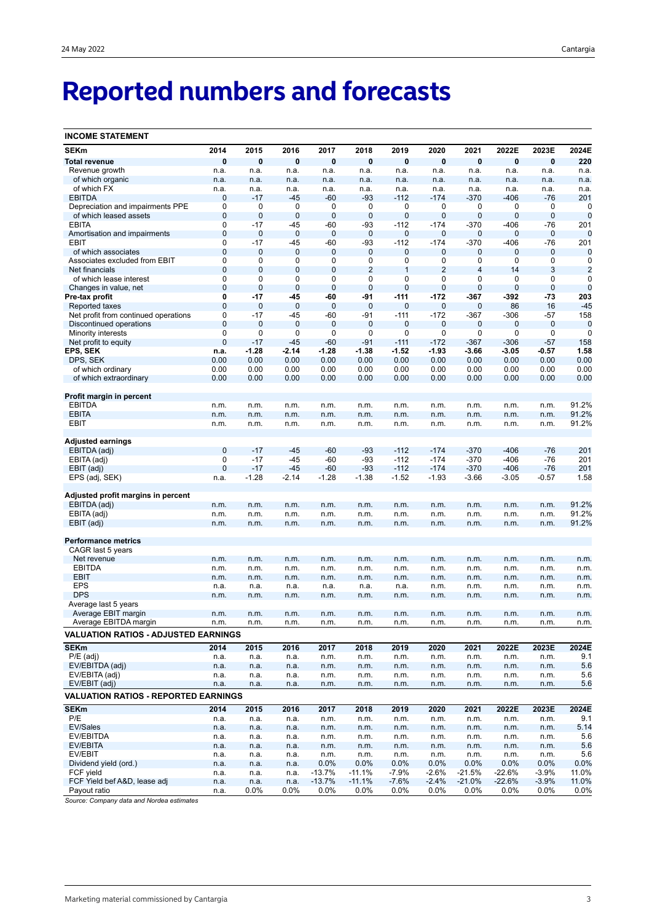# Reported numbers and forecasts

**INCOME STATEMENT**

| SEKm | 2014 | 2015 | 2016 | 2017 | 2018 | 2019 | 2020 | 2021 | 2022E | 2023E | 2024E |
|---|---|---|---|---|---|---|---|---|---|---|---|
| **Total revenue** | **0** | **0** | **0** | **0** | **0** | **0** | **0** | **0** | **0** | **0** | **220** |
| Revenue growth | n.a. | n.a. | n.a. | n.a. | n.a. | n.a. | n.a. | n.a. | n.a. | n.a. | n.a. |
| of which organic | n.a. | n.a. | n.a. | n.a. | n.a. | n.a. | n.a. | n.a. | n.a. | n.a. | n.a. |
| of which FX | n.a. | n.a. | n.a. | n.a. | n.a. | n.a. | n.a. | n.a. | n.a. | n.a. | n.a. |
| EBITDA | 0 | -17 | -45 | -60 | -93 | -112 | -174 | -370 | -406 | -76 | 201 |
| Depreciation and impairments PPE | 0 | 0 | 0 | 0 | 0 | 0 | 0 | 0 | 0 | 0 | 0 |
| of which leased assets | 0 | 0 | 0 | 0 | 0 | 0 | 0 | 0 | 0 | 0 | 0 |
| EBITA | 0 | -17 | -45 | -60 | -93 | -112 | -174 | -370 | -406 | -76 | 201 |
| Amortisation and impairments | 0 | 0 | 0 | 0 | 0 | 0 | 0 | 0 | 0 | 0 | 0 |
| EBIT | 0 | -17 | -45 | -60 | -93 | -112 | -174 | -370 | -406 | -76 | 201 |
| of which associates | 0 | 0 | 0 | 0 | 0 | 0 | 0 | 0 | 0 | 0 | 0 |
| Associates excluded from EBIT | 0 | 0 | 0 | 0 | 0 | 0 | 0 | 0 | 0 | 0 | 0 |
| Net financials | 0 | 0 | 0 | 0 | 2 | 1 | 2 | 4 | 14 | 3 | 2 |
| of which lease interest | 0 | 0 | 0 | 0 | 0 | 0 | 0 | 0 | 0 | 0 | 0 |
| Changes in value, net | 0 | 0 | 0 | 0 | 0 | 0 | 0 | 0 | 0 | 0 | 0 |
| **Pre-tax profit** | **0** | **-17** | **-45** | **-60** | **-91** | **-111** | **-172** | **-367** | **-392** | **-73** | **203** |
| Reported taxes | 0 | 0 | 0 | 0 | 0 | 0 | 0 | 0 | 86 | 16 | -45 |
| Net profit from continued operations | 0 | -17 | -45 | -60 | -91 | -111 | -172 | -367 | -306 | -57 | 158 |
| Discontinued operations | 0 | 0 | 0 | 0 | 0 | 0 | 0 | 0 | 0 | 0 | 0 |
| Minority interests | 0 | 0 | 0 | 0 | 0 | 0 | 0 | 0 | 0 | 0 | 0 |
| Net profit to equity | 0 | -17 | -45 | -60 | -91 | -111 | -172 | -367 | -306 | -57 | 158 |
| **EPS, SEK** | **n.a.** | **-1.28** | **-2.14** | **-1.28** | **-1.38** | **-1.52** | **-1.93** | **-3.66** | **-3.05** | **-0.57** | **1.58** |
| DPS, SEK | 0.00 | 0.00 | 0.00 | 0.00 | 0.00 | 0.00 | 0.00 | 0.00 | 0.00 | 0.00 | 0.00 |
| of which ordinary | 0.00 | 0.00 | 0.00 | 0.00 | 0.00 | 0.00 | 0.00 | 0.00 | 0.00 | 0.00 | 0.00 |
| of which extraordinary | 0.00 | 0.00 | 0.00 | 0.00 | 0.00 | 0.00 | 0.00 | 0.00 | 0.00 | 0.00 | 0.00 |
| | | | | | | | | | | | |
| **Profit margin in percent** | | | | | | | | | | | |
| EBITDA | n.m. | n.m. | n.m. | n.m. | n.m. | n.m. | n.m. | n.m. | n.m. | n.m. | 91.2% |
| EBITA | n.m. | n.m. | n.m. | n.m. | n.m. | n.m. | n.m. | n.m. | n.m. | n.m. | 91.2% |
| EBIT | n.m. | n.m. | n.m. | n.m. | n.m. | n.m. | n.m. | n.m. | n.m. | n.m. | 91.2% |
| | | | | | | | | | | | |
| **Adjusted earnings** | | | | | | | | | | | |
| EBITDA (adj) | 0 | -17 | -45 | -60 | -93 | -112 | -174 | -370 | -406 | -76 | 201 |
| EBITA (adj) | 0 | -17 | -45 | -60 | -93 | -112 | -174 | -370 | -406 | -76 | 201 |
| EBIT (adj) | 0 | -17 | -45 | -60 | -93 | -112 | -174 | -370 | -406 | -76 | 201 |
| EPS (adj, SEK) | n.a. | -1.28 | -2.14 | -1.28 | -1.38 | -1.52 | -1.93 | -3.66 | -3.05 | -0.57 | 1.58 |
| | | | | | | | | | | | |
| **Adjusted profit margins in percent** | | | | | | | | | | | |
| EBITDA (adj) | n.m. | n.m. | n.m. | n.m. | n.m. | n.m. | n.m. | n.m. | n.m. | n.m. | 91.2% |
| EBITA (adj) | n.m. | n.m. | n.m. | n.m. | n.m. | n.m. | n.m. | n.m. | n.m. | n.m. | 91.2% |
| EBIT (adj) | n.m. | n.m. | n.m. | n.m. | n.m. | n.m. | n.m. | n.m. | n.m. | n.m. | 91.2% |
| | | | | | | | | | | | |
| **Performance metrics** | | | | | | | | | | | |
| CAGR last 5 years | | | | | | | | | | | |
| Net revenue | n.m. | n.m. | n.m. | n.m. | n.m. | n.m. | n.m. | n.m. | n.m. | n.m. | n.m. |
| EBITDA | n.m. | n.m. | n.m. | n.m. | n.m. | n.m. | n.m. | n.m. | n.m. | n.m. | n.m. |
| EBIT | n.m. | n.m. | n.m. | n.m. | n.m. | n.m. | n.m. | n.m. | n.m. | n.m. | n.m. |
| EPS | n.a. | n.a. | n.a. | n.a. | n.a. | n.a. | n.m. | n.m. | n.m. | n.m. | n.m. |
| DPS | n.m. | n.m. | n.m. | n.m. | n.m. | n.m. | n.m. | n.m. | n.m. | n.m. | n.m. |
| Average last 5 years | | | | | | | | | | | |
| Average EBIT margin | n.m. | n.m. | n.m. | n.m. | n.m. | n.m. | n.m. | n.m. | n.m. | n.m. | n.m. |
| Average EBITDA margin | n.m. | n.m. | n.m. | n.m. | n.m. | n.m. | n.m. | n.m. | n.m. | n.m. | n.m. |

**VALUATION RATIOS - ADJUSTED EARNINGS**

| SEKm | 2014 | 2015 | 2016 | 2017 | 2018 | 2019 | 2020 | 2021 | 2022E | 2023E | 2024E |
|---|---|---|---|---|---|---|---|---|---|---|---|
| P/E (adj) | n.a. | n.a. | n.a. | n.m. | n.m. | n.m. | n.m. | n.m. | n.m. | n.m. | 9.1 |
| EV/EBITDA (adj) | n.a. | n.a. | n.a. | n.m. | n.m. | n.m. | n.m. | n.m. | n.m. | n.m. | 5.6 |
| EV/EBITA (adj) | n.a. | n.a. | n.a. | n.m. | n.m. | n.m. | n.m. | n.m. | n.m. | n.m. | 5.6 |
| EV/EBIT (adj) | n.a. | n.a. | n.a. | n.m. | n.m. | n.m. | n.m. | n.m. | n.m. | n.m. | 5.6 |

**VALUATION RATIOS - REPORTED EARNINGS**

| SEKm | 2014 | 2015 | 2016 | 2017 | 2018 | 2019 | 2020 | 2021 | 2022E | 2023E | 2024E |
|---|---|---|---|---|---|---|---|---|---|---|---|
| P/E | n.a. | n.a. | n.a. | n.m. | n.m. | n.m. | n.m. | n.m. | n.m. | n.m. | 9.1 |
| EV/Sales | n.a. | n.a. | n.a. | n.m. | n.m. | n.m. | n.m. | n.m. | n.m. | n.m. | 5.14 |
| EV/EBITDA | n.a. | n.a. | n.a. | n.m. | n.m. | n.m. | n.m. | n.m. | n.m. | n.m. | 5.6 |
| EV/EBITA | n.a. | n.a. | n.a. | n.m. | n.m. | n.m. | n.m. | n.m. | n.m. | n.m. | 5.6 |
| EV/EBIT | n.a. | n.a. | n.a. | n.m. | n.m. | n.m. | n.m. | n.m. | n.m. | n.m. | 5.6 |
| Dividend yield (ord.) | n.a. | n.a. | n.a. | 0.0% | 0.0% | 0.0% | 0.0% | 0.0% | 0.0% | 0.0% | 0.0% |
| FCF yield | n.a. | n.a. | n.a. | -13.7% | -11.1% | -7.9% | -2.6% | -21.5% | -22.6% | -3.9% | 11.0% |
| FCF Yield bef A&D, lease adj | n.a. | n.a. | n.a. | -13.7% | -11.1% | -7.6% | -2.4% | -21.0% | -22.6% | -3.9% | 11.0% |
| Payout ratio | n.a. | 0.0% | 0.0% | 0.0% | 0.0% | 0.0% | 0.0% | 0.0% | 0.0% | 0.0% | 0.0% |

*Source: Company data and Nordea estimates*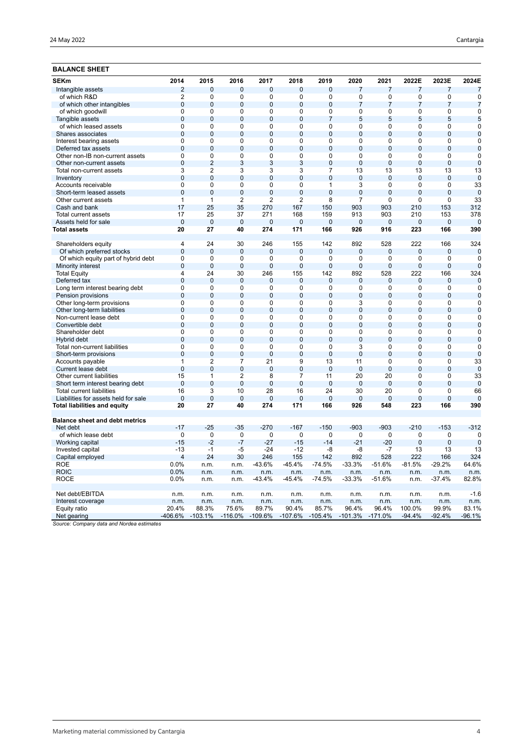## BALANCE SHEET

| SEKm | 2014 | 2015 | 2016 | 2017 | 2018 | 2019 | 2020 | 2021 | 2022E | 2023E | 2024E |
|---|---|---|---|---|---|---|---|---|---|---|---|
| Intangible assets | 2 | 0 | 0 | 0 | 0 | 0 | 7 | 7 | 7 | 7 | 7 |
| of which R&D | 2 | 0 | 0 | 0 | 0 | 0 | 0 | 0 | 0 | 0 | 0 |
| of which other intangibles | 0 | 0 | 0 | 0 | 0 | 0 | 7 | 7 | 7 | 7 | 7 |
| of which goodwill | 0 | 0 | 0 | 0 | 0 | 0 | 0 | 0 | 0 | 0 | 0 |
| Tangible assets | 0 | 0 | 0 | 0 | 0 | 7 | 5 | 5 | 5 | 5 | 5 |
| of which leased assets | 0 | 0 | 0 | 0 | 0 | 0 | 0 | 0 | 0 | 0 | 0 |
| Shares associates | 0 | 0 | 0 | 0 | 0 | 0 | 0 | 0 | 0 | 0 | 0 |
| Interest bearing assets | 0 | 0 | 0 | 0 | 0 | 0 | 0 | 0 | 0 | 0 | 0 |
| Deferred tax assets | 0 | 0 | 0 | 0 | 0 | 0 | 0 | 0 | 0 | 0 | 0 |
| Other non-IB non-current assets | 0 | 0 | 0 | 0 | 0 | 0 | 0 | 0 | 0 | 0 | 0 |
| Other non-current assets | 0 | 2 | 3 | 3 | 3 | 0 | 0 | 0 | 0 | 0 | 0 |
| Total non-current assets | 3 | 2 | 3 | 3 | 3 | 7 | 13 | 13 | 13 | 13 | 13 |
| Inventory | 0 | 0 | 0 | 0 | 0 | 0 | 0 | 0 | 0 | 0 | 0 |
| Accounts receivable | 0 | 0 | 0 | 0 | 0 | 1 | 3 | 0 | 0 | 0 | 33 |
| Short-term leased assets | 0 | 0 | 0 | 0 | 0 | 0 | 0 | 0 | 0 | 0 | 0 |
| Other current assets | 1 | 1 | 2 | 2 | 2 | 8 | 7 | 0 | 0 | 0 | 33 |
| Cash and bank | 17 | 25 | 35 | 270 | 167 | 150 | 903 | 903 | 210 | 153 | 312 |
| Total current assets | 17 | 25 | 37 | 271 | 168 | 159 | 913 | 903 | 210 | 153 | 378 |
| Assets held for sale | 0 | 0 | 0 | 0 | 0 | 0 | 0 | 0 | 0 | 0 | 0 |
| **Total assets** | **20** | **27** | **40** | **274** | **171** | **166** | **926** | **916** | **223** | **166** | **390** |
| | | | | | | | | | | | |
| Shareholders equity | 4 | 24 | 30 | 246 | 155 | 142 | 892 | 528 | 222 | 166 | 324 |
| Of which preferred stocks | 0 | 0 | 0 | 0 | 0 | 0 | 0 | 0 | 0 | 0 | 0 |
| Of which equity part of hybrid debt | 0 | 0 | 0 | 0 | 0 | 0 | 0 | 0 | 0 | 0 | 0 |
| Minority interest | 0 | 0 | 0 | 0 | 0 | 0 | 0 | 0 | 0 | 0 | 0 |
| Total Equity | 4 | 24 | 30 | 246 | 155 | 142 | 892 | 528 | 222 | 166 | 324 |
| Deferred tax | 0 | 0 | 0 | 0 | 0 | 0 | 0 | 0 | 0 | 0 | 0 |
| Long term interest bearing debt | 0 | 0 | 0 | 0 | 0 | 0 | 0 | 0 | 0 | 0 | 0 |
| Pension provisions | 0 | 0 | 0 | 0 | 0 | 0 | 0 | 0 | 0 | 0 | 0 |
| Other long-term provisions | 0 | 0 | 0 | 0 | 0 | 0 | 3 | 0 | 0 | 0 | 0 |
| Other long-term liabilities | 0 | 0 | 0 | 0 | 0 | 0 | 0 | 0 | 0 | 0 | 0 |
| Non-current lease debt | 0 | 0 | 0 | 0 | 0 | 0 | 0 | 0 | 0 | 0 | 0 |
| Convertible debt | 0 | 0 | 0 | 0 | 0 | 0 | 0 | 0 | 0 | 0 | 0 |
| Shareholder debt | 0 | 0 | 0 | 0 | 0 | 0 | 0 | 0 | 0 | 0 | 0 |
| Hybrid debt | 0 | 0 | 0 | 0 | 0 | 0 | 0 | 0 | 0 | 0 | 0 |
| Total non-current liabilities | 0 | 0 | 0 | 0 | 0 | 0 | 3 | 0 | 0 | 0 | 0 |
| Short-term provisions | 0 | 0 | 0 | 0 | 0 | 0 | 0 | 0 | 0 | 0 | 0 |
| Accounts payable | 1 | 2 | 7 | 21 | 9 | 13 | 11 | 0 | 0 | 0 | 33 |
| Current lease debt | 0 | 0 | 0 | 0 | 0 | 0 | 0 | 0 | 0 | 0 | 0 |
| Other current liabilities | 15 | 1 | 2 | 8 | 7 | 11 | 20 | 20 | 0 | 0 | 33 |
| Short term interest bearing debt | 0 | 0 | 0 | 0 | 0 | 0 | 0 | 0 | 0 | 0 | 0 |
| Total current liabilities | 16 | 3 | 10 | 28 | 16 | 24 | 30 | 20 | 0 | 0 | 66 |
| Liabilities for assets held for sale | 0 | 0 | 0 | 0 | 0 | 0 | 0 | 0 | 0 | 0 | 0 |
| **Total liabilities and equity** | **20** | **27** | **40** | **274** | **171** | **166** | **926** | **548** | **223** | **166** | **390** |
| | | | | | | | | | | | |
| **Balance sheet and debt metrics** | | | | | | | | | | | |
| Net debt | -17 | -25 | -35 | -270 | -167 | -150 | -903 | -903 | -210 | -153 | -312 |
| of which lease debt | 0 | 0 | 0 | 0 | 0 | 0 | 0 | 0 | 0 | 0 | 0 |
| Working capital | -15 | -2 | -7 | -27 | -15 | -14 | -21 | -20 | 0 | 0 | 0 |
| Invested capital | -13 | -1 | -5 | -24 | -12 | -8 | -8 | -7 | 13 | 13 | 13 |
| Capital employed | 4 | 24 | 30 | 246 | 155 | 142 | 892 | 528 | 222 | 166 | 324 |
| ROE | 0.0% | n.m. | n.m. | -43.6% | -45.4% | -74.5% | -33.3% | -51.6% | -81.5% | -29.2% | 64.6% |
| ROIC | 0.0% | n.m. | n.m. | n.m. | n.m. | n.m. | n.m. | n.m. | n.m. | n.m. | n.m. |
| ROCE | 0.0% | n.m. | n.m. | -43.4% | -45.4% | -74.5% | -33.3% | -51.6% | n.m. | -37.4% | 82.8% |
| | | | | | | | | | | | |
| Net debt/EBITDA | n.m. | n.m. | n.m. | n.m. | n.m. | n.m. | n.m. | n.m. | n.m. | n.m. | -1.6 |
| Interest coverage | n.m. | n.m. | n.m. | n.m. | n.m. | n.m. | n.m. | n.m. | n.m. | n.m. | n.m. |
| Equity ratio | 20.4% | 88.3% | 75.6% | 89.7% | 90.4% | 85.7% | 96.4% | 96.4% | 100.0% | 99.9% | 83.1% |
| Net gearing | -406.6% | -103.1% | -116.0% | -109.6% | -107.6% | -105.4% | -101.3% | -171.0% | -94.4% | -92.4% | -96.1% |

*Source: Company data and Nordea estimates*

Marketing material commissioned by Cantargia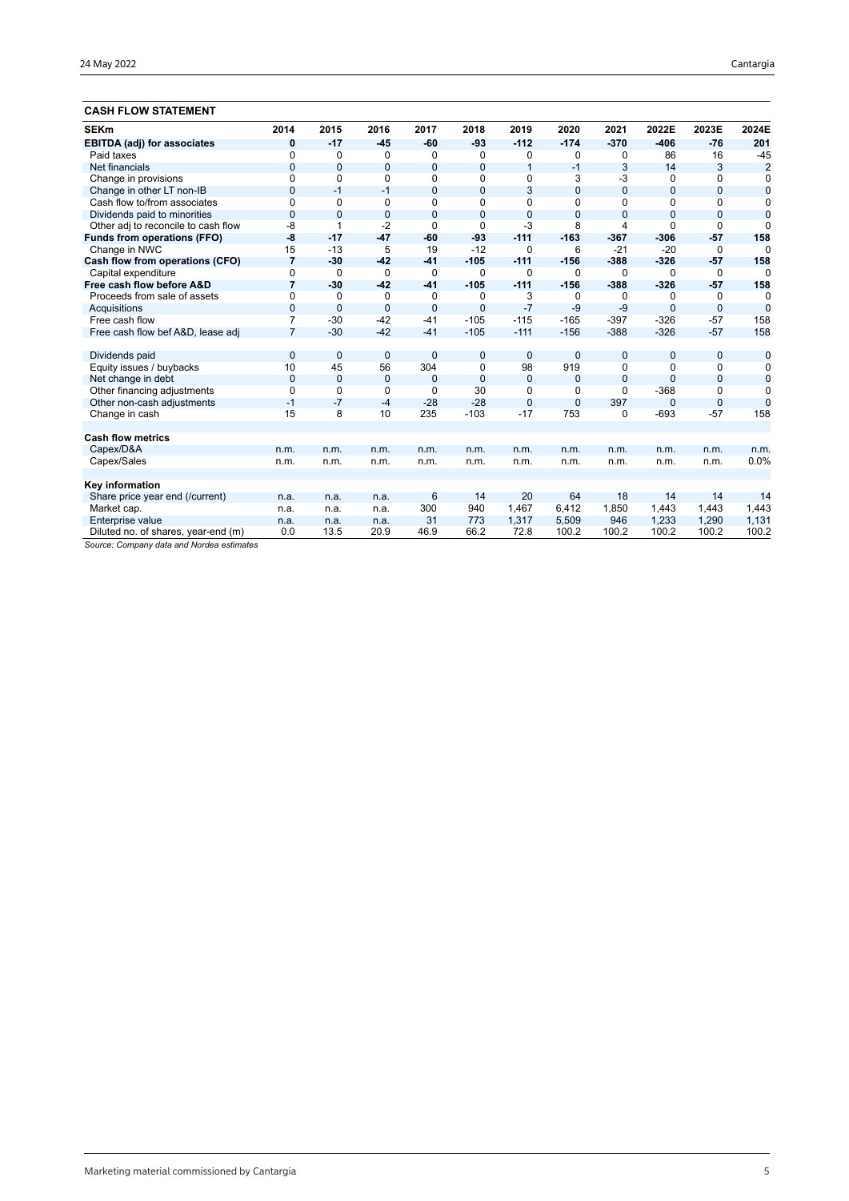## CASH FLOW STATEMENT

| SEKm | 2014 | 2015 | 2016 | 2017 | 2018 | 2019 | 2020 | 2021 | 2022E | 2023E | 2024E |
|---|---|---|---|---|---|---|---|---|---|---|---|
| **EBITDA (adj) for associates** | **0** | **-17** | **-45** | **-60** | **-93** | **-112** | **-174** | **-370** | **-406** | **-76** | **201** |
| Paid taxes | 0 | 0 | 0 | 0 | 0 | 0 | 0 | 0 | 86 | 16 | -45 |
| Net financials | 0 | 0 | 0 | 0 | 0 | 1 | -1 | 3 | 14 | 3 | 2 |
| Change in provisions | 0 | 0 | 0 | 0 | 0 | 0 | 3 | -3 | 0 | 0 | 0 |
| Change in other LT non-IB | 0 | -1 | -1 | 0 | 0 | 3 | 0 | 0 | 0 | 0 | 0 |
| Cash flow to/from associates | 0 | 0 | 0 | 0 | 0 | 0 | 0 | 0 | 0 | 0 | 0 |
| Dividends paid to minorities | 0 | 0 | 0 | 0 | 0 | 0 | 0 | 0 | 0 | 0 | 0 |
| Other adj to reconcile to cash flow | -8 | 1 | -2 | 0 | 0 | -3 | 8 | 4 | 0 | 0 | 0 |
| **Funds from operations (FFO)** | **-8** | **-17** | **-47** | **-60** | **-93** | **-111** | **-163** | **-367** | **-306** | **-57** | **158** |
| Change in NWC | 15 | -13 | 5 | 19 | -12 | 0 | 6 | -21 | -20 | 0 | 0 |
| **Cash flow from operations (CFO)** | **7** | **-30** | **-42** | **-41** | **-105** | **-111** | **-156** | **-388** | **-326** | **-57** | **158** |
| Capital expenditure | 0 | 0 | 0 | 0 | 0 | 0 | 0 | 0 | 0 | 0 | 0 |
| **Free cash flow before A&D** | **7** | **-30** | **-42** | **-41** | **-105** | **-111** | **-156** | **-388** | **-326** | **-57** | **158** |
| Proceeds from sale of assets | 0 | 0 | 0 | 0 | 0 | 3 | 0 | 0 | 0 | 0 | 0 |
| Acquisitions | 0 | 0 | 0 | 0 | 0 | -7 | -9 | -9 | 0 | 0 | 0 |
| Free cash flow | 7 | -30 | -42 | -41 | -105 | -115 | -165 | -397 | -326 | -57 | 158 |
| Free cash flow bef A&D, lease adj | 7 | -30 | -42 | -41 | -105 | -111 | -156 | -388 | -326 | -57 | 158 |
| | | | | | | | | | | | |
| Dividends paid | 0 | 0 | 0 | 0 | 0 | 0 | 0 | 0 | 0 | 0 | 0 |
| Equity issues / buybacks | 10 | 45 | 56 | 304 | 0 | 98 | 919 | 0 | 0 | 0 | 0 |
| Net change in debt | 0 | 0 | 0 | 0 | 0 | 0 | 0 | 0 | 0 | 0 | 0 |
| Other financing adjustments | 0 | 0 | 0 | 0 | 30 | 0 | 0 | 0 | -368 | 0 | 0 |
| Other non-cash adjustments | -1 | -7 | -4 | -28 | -28 | 0 | 0 | 397 | 0 | 0 | 0 |
| Change in cash | 15 | 8 | 10 | 235 | -103 | -17 | 753 | 0 | -693 | -57 | 158 |
| | | | | | | | | | | | |
| **Cash flow metrics** | | | | | | | | | | | |
| Capex/D&A | n.m. | n.m. | n.m. | n.m. | n.m. | n.m. | n.m. | n.m. | n.m. | n.m. | n.m. |
| Capex/Sales | n.m. | n.m. | n.m. | n.m. | n.m. | n.m. | n.m. | n.m. | n.m. | n.m. | 0.0% |
| | | | | | | | | | | | |
| **Key information** | | | | | | | | | | | |
| Share price year end (/current) | n.a. | n.a. | n.a. | 6 | 14 | 20 | 64 | 18 | 14 | 14 | 14 |
| Market cap. | n.a. | n.a. | n.a. | 300 | 940 | 1,467 | 6,412 | 1,850 | 1,443 | 1,443 | 1,443 |
| Enterprise value | n.a. | n.a. | n.a. | 31 | 773 | 1,317 | 5,509 | 946 | 1,233 | 1,290 | 1,131 |
| Diluted no. of shares, year-end (m) | 0.0 | 13.5 | 20.9 | 46.9 | 66.2 | 72.8 | 100.2 | 100.2 | 100.2 | 100.2 | 100.2 |

*Source: Company data and Nordea estimates*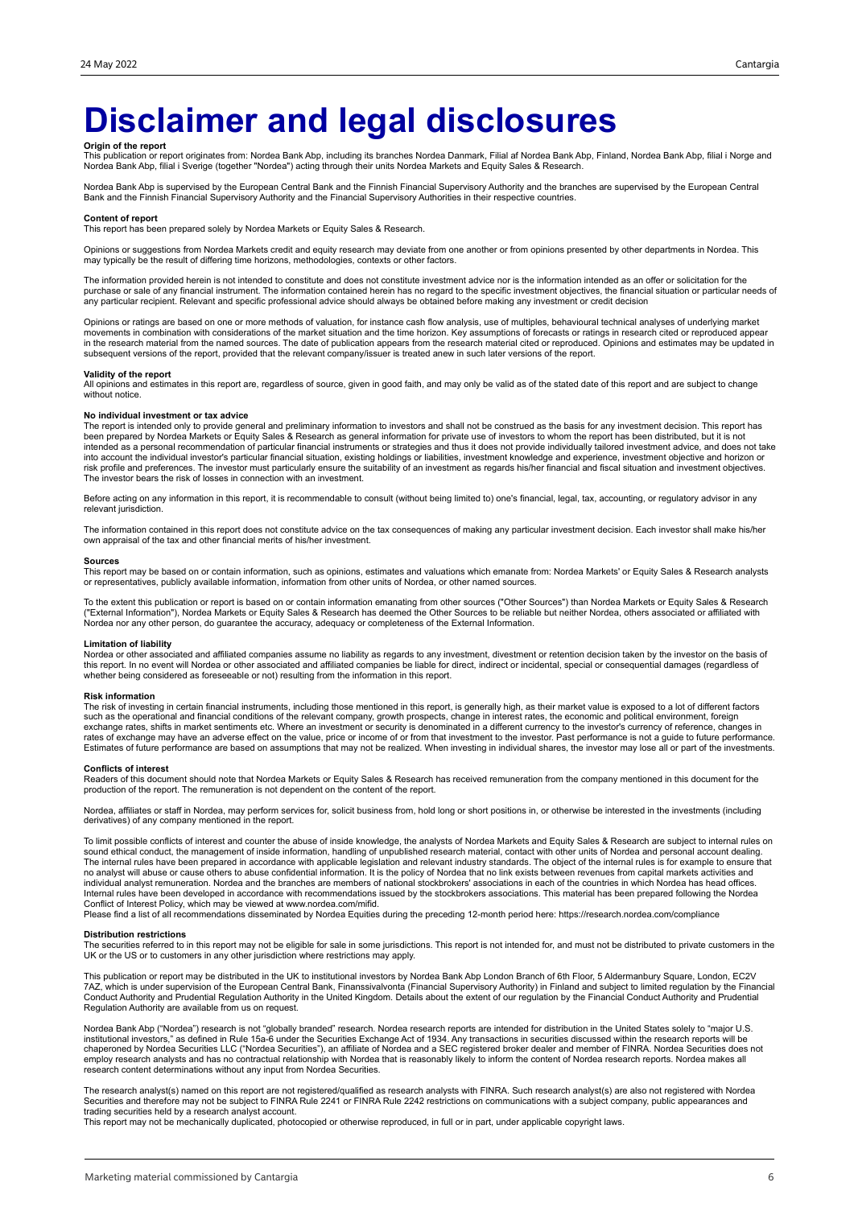# Disclaimer and legal disclosures

**Origin of the report**
This publication or report originates from: Nordea Bank Abp, including its branches Nordea Danmark, Filial af Nordea Bank Abp, Finland, Nordea Bank Abp, filial i Norge and Nordea Bank Abp, filial i Sverige (together "Nordea") acting through their units Nordea Markets and Equity Sales & Research.

Nordea Bank Abp is supervised by the European Central Bank and the Finnish Financial Supervisory Authority and the branches are supervised by the European Central Bank and the Finnish Financial Supervisory Authority and the Financial Supervisory Authorities in their respective countries.

**Content of report**
This report has been prepared solely by Nordea Markets or Equity Sales & Research.

Opinions or suggestions from Nordea Markets credit and equity research may deviate from one another or from opinions presented by other departments in Nordea. This may typically be the result of differing time horizons, methodologies, contexts or other factors.

The information provided herein is not intended to constitute and does not constitute investment advice nor is the information intended as an offer or solicitation for the purchase or sale of any financial instrument. The information contained herein has no regard to the specific investment objectives, the financial situation or particular needs of any particular recipient. Relevant and specific professional advice should always be obtained before making any investment or credit decision

Opinions or ratings are based on one or more methods of valuation, for instance cash flow analysis, use of multiples, behavioural technical analyses of underlying market movements in combination with considerations of the market situation and the time horizon. Key assumptions of forecasts or ratings in research cited or reproduced appear in the research material from the named sources. The date of publication appears from the research material cited or reproduced. Opinions and estimates may be updated in subsequent versions of the report, provided that the relevant company/issuer is treated anew in such later versions of the report.

**Validity of the report**
All opinions and estimates in this report are, regardless of source, given in good faith, and may only be valid as of the stated date of this report and are subject to change without notice.

**No individual investment or tax advice**
The report is intended only to provide general and preliminary information to investors and shall not be construed as the basis for any investment decision. This report has been prepared by Nordea Markets or Equity Sales & Research as general information for private use of investors to whom the report has been distributed, but it is not intended as a personal recommendation of particular financial instruments or strategies and thus it does not provide individually tailored investment advice, and does not take into account the individual investor's particular financial situation, existing holdings or liabilities, investment knowledge and experience, investment objective and horizon or risk profile and preferences. The investor must particularly ensure the suitability of an investment as regards his/her financial and fiscal situation and investment objectives. The investor bears the risk of losses in connection with an investment.

Before acting on any information in this report, it is recommendable to consult (without being limited to) one's financial, legal, tax, accounting, or regulatory advisor in any relevant jurisdiction.

The information contained in this report does not constitute advice on the tax consequences of making any particular investment decision. Each investor shall make his/her own appraisal of the tax and other financial merits of his/her investment.

**Sources**
This report may be based on or contain information, such as opinions, estimates and valuations which emanate from: Nordea Markets' or Equity Sales & Research analysts or representatives, publicly available information, information from other units of Nordea, or other named sources.

To the extent this publication or report is based on or contain information emanating from other sources ("Other Sources") than Nordea Markets or Equity Sales & Research ("External Information"), Nordea Markets or Equity Sales & Research has deemed the Other Sources to be reliable but neither Nordea, others associated or affiliated with Nordea nor any other person, do guarantee the accuracy, adequacy or completeness of the External Information.

**Limitation of liability**
Nordea or other associated and affiliated companies assume no liability as regards to any investment, divestment or retention decision taken by the investor on the basis of this report. In no event will Nordea or other associated and affiliated companies be liable for direct, indirect or incidental, special or consequential damages (regardless of whether being considered as foreseeable or not) resulting from the information in this report.

**Risk information**
The risk of investing in certain financial instruments, including those mentioned in this report, is generally high, as their market value is exposed to a lot of different factors such as the operational and financial conditions of the relevant company, growth prospects, change in interest rates, the economic and political environment, foreign exchange rates, shifts in market sentiments etc. Where an investment or security is denominated in a different currency to the investor's currency of reference, changes in rates of exchange may have an adverse effect on the value, price or income of or from that investment to the investor. Past performance is not a guide to future performance. Estimates of future performance are based on assumptions that may not be realized. When investing in individual shares, the investor may lose all or part of the investments.

**Conflicts of interest**
Readers of this document should note that Nordea Markets or Equity Sales & Research has received remuneration from the company mentioned in this document for the production of the report. The remuneration is not dependent on the content of the report.

Nordea, affiliates or staff in Nordea, may perform services for, solicit business from, hold long or short positions in, or otherwise be interested in the investments (including derivatives) of any company mentioned in the report.

To limit possible conflicts of interest and counter the abuse of inside knowledge, the analysts of Nordea Markets and Equity Sales & Research are subject to internal rules on sound ethical conduct, the management of inside information, handling of unpublished research material, contact with other units of Nordea and personal account dealing. The internal rules have been prepared in accordance with applicable legislation and relevant industry standards. The object of the internal rules is for example to ensure that no analyst will abuse or cause others to abuse confidential information. It is the policy of Nordea that no link exists between revenues from capital markets activities and individual analyst remuneration. Nordea and the branches are members of national stockbrokers' associations in each of the countries in which Nordea has head offices. Internal rules have been developed in accordance with recommendations issued by the stockbrokers associations. This material has been prepared following the Nordea Conflict of Interest Policy, which may be viewed at www.nordea.com/mifid.
Please find a list of all recommendations disseminated by Nordea Equities during the preceding 12-month period here: https://research.nordea.com/compliance

**Distribution restrictions**
The securities referred to in this report may not be eligible for sale in some jurisdictions. This report is not intended for, and must not be distributed to private customers in the UK or the US or to customers in any other jurisdiction where restrictions may apply.

This publication or report may be distributed in the UK to institutional investors by Nordea Bank Abp London Branch of 6th Floor, 5 Aldermanbury Square, London, EC2V 7AZ, which is under supervision of the European Central Bank, Finanssivalvonta (Financial Supervisory Authority) in Finland and subject to limited regulation by the Financial Conduct Authority and Prudential Regulation Authority in the United Kingdom. Details about the extent of our regulation by the Financial Conduct Authority and Prudential Regulation Authority are available from us on request.

Nordea Bank Abp ("Nordea") research is not "globally branded" research. Nordea research reports are intended for distribution in the United States solely to "major U.S. institutional investors," as defined in Rule 15a-6 under the Securities Exchange Act of 1934. Any transactions in securities discussed within the research reports will be chaperoned by Nordea Securities LLC ("Nordea Securities"), an affiliate of Nordea and a SEC registered broker dealer and member of FINRA. Nordea Securities does not employ research analysts and has no contractual relationship with Nordea that is reasonably likely to inform the content of Nordea research reports. Nordea makes all research content determinations without any input from Nordea Securities.

The research analyst(s) named on this report are not registered/qualified as research analysts with FINRA. Such research analyst(s) are also not registered with Nordea Securities and therefore may not be subject to FINRA Rule 2241 or FINRA Rule 2242 restrictions on communications with a subject company, public appearances and trading securities held by a research analyst account.
This report may not be mechanically duplicated, photocopied or otherwise reproduced, in full or in part, under applicable copyright laws.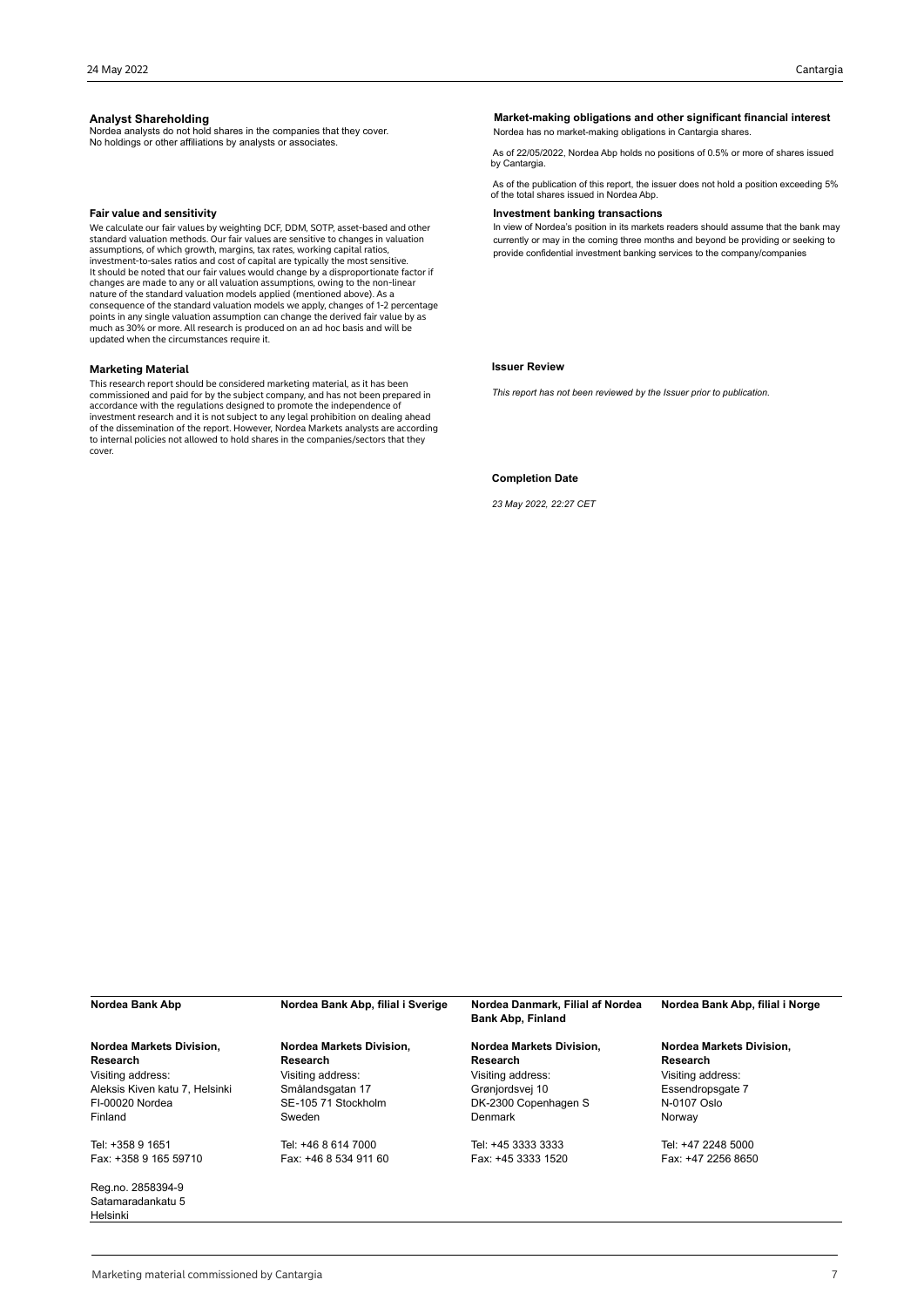### Analyst Shareholding

Nordea analysts do not hold shares in the companies that they cover.
No holdings or other affiliations by analysts or associates.

### Fair value and sensitivity

We calculate our fair values by weighting DCF, DDM, SOTP, asset-based and other standard valuation methods. Our fair values are sensitive to changes in valuation assumptions, of which growth, margins, tax rates, working capital ratios, investment-to-sales ratios and cost of capital are typically the most sensitive. It should be noted that our fair values would change by a disproportionate factor if changes are made to any or all valuation assumptions, owing to the non-linear nature of the standard valuation models applied (mentioned above). As a consequence of the standard valuation models we apply, changes of 1-2 percentage points in any single valuation assumption can change the derived fair value by as much as 30% or more. All research is produced on an ad hoc basis and will be updated when the circumstances require it.

### Marketing Material

This research report should be considered marketing material, as it has been commissioned and paid for by the subject company, and has not been prepared in accordance with the regulations designed to promote the independence of investment research and it is not subject to any legal prohibition on dealing ahead of the dissemination of the report. However, Nordea Markets analysts are according to internal policies not allowed to hold shares in the companies/sectors that they cover.

### Market-making obligations and other significant financial interest

Nordea has no market-making obligations in Cantargia shares.

As of 22/05/2022, Nordea Abp holds no positions of 0.5% or more of shares issued by Cantargia.

As of the publication of this report, the issuer does not hold a position exceeding 5% of the total shares issued in Nordea Abp.

### Investment banking transactions

In view of Nordea's position in its markets readers should assume that the bank may currently or may in the coming three months and beyond be providing or seeking to provide confidential investment banking services to the company/companies

### Issuer Review

*This report has not been reviewed by the Issuer prior to publication.*

### Completion Date

*23 May 2022, 22:27 CET*

| Nordea Bank Abp | Nordea Bank Abp, filial i Sverige | Nordea Danmark, Filial af Nordea Bank Abp, Finland | Nordea Bank Abp, filial i Norge |
|---|---|---|---|
| **Nordea Markets Division, Research** | **Nordea Markets Division, Research** | **Nordea Markets Division, Research** | **Nordea Markets Division, Research** |
| Visiting address: | Visiting address: | Visiting address: | Visiting address: |
| Aleksis Kiven katu 7, Helsinki | Smålandsgatan 17 | Grønjordsvej 10 | Essendropsgate 7 |
| FI-00020 Nordea | SE-105 71 Stockholm | DK-2300 Copenhagen S | N-0107 Oslo |
| Finland | Sweden | Denmark | Norway |
| Tel: +358 9 1651 | Tel: +46 8 614 7000 | Tel: +45 3333 3333 | Tel: +47 2248 5000 |
| Fax: +358 9 165 59710 | Fax: +46 8 534 911 60 | Fax: +45 3333 1520 | Fax: +47 2256 8650 |
| Reg.no. 2858394-9 | | | |
| Satamaradankatu 5 | | | |
| Helsinki | | | |

Marketing material commissioned by Cantargia